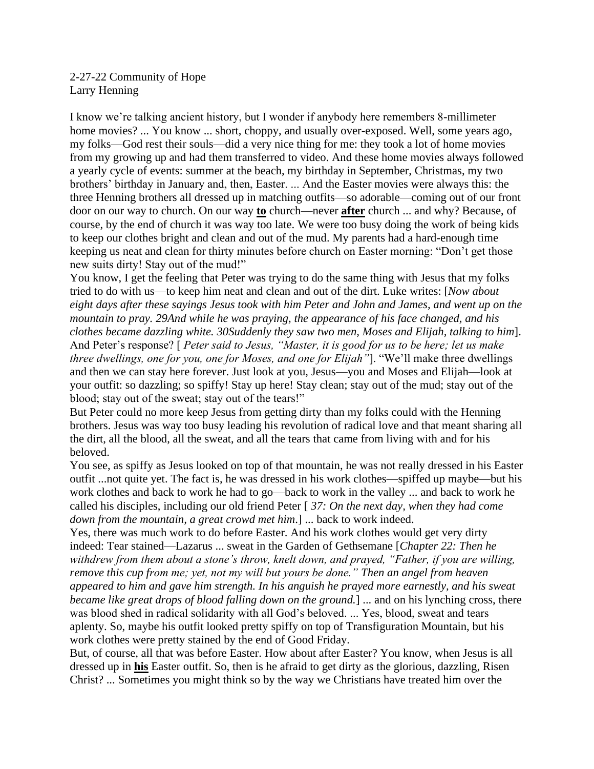2-27-22 Community of Hope  
Larry Henning

I know we're talking ancient history, but I wonder if anybody here remembers 8-millimeter home movies? ... You know ... short, choppy, and usually over-exposed. Well, some years ago, my folks—God rest their souls—did a very nice thing for me: they took a lot of home movies from my growing up and had them transferred to video. And these home movies always followed a yearly cycle of events: summer at the beach, my birthday in September, Christmas, my two brothers' birthday in January and, then, Easter. ... And the Easter movies were always this: the three Henning brothers all dressed up in matching outfits—so adorable—coming out of our front door on our way to church. On our way **<u>to</u>** church—never **<u>after</u>** church ... and why? Because, of course, by the end of church it was way too late. We were too busy doing the work of being kids to keep our clothes bright and clean and out of the mud. My parents had a hard-enough time keeping us neat and clean for thirty minutes before church on Easter morning: "Don't get those new suits dirty! Stay out of the mud!"

You know, I get the feeling that Peter was trying to do the same thing with Jesus that my folks tried to do with us—to keep him neat and clean and out of the dirt. Luke writes: [*Now about eight days after these sayings Jesus took with him Peter and John and James, and went up on the mountain to pray. 29And while he was praying, the appearance of his face changed, and his clothes became dazzling white. 30Suddenly they saw two men, Moses and Elijah, talking to him*]. And Peter's response? [ *Peter said to Jesus, "Master, it is good for us to be here; let us make three dwellings, one for you, one for Moses, and one for Elijah"*]. "We'll make three dwellings and then we can stay here forever. Just look at you, Jesus—you and Moses and Elijah—look at your outfit: so dazzling; so spiffy! Stay up here! Stay clean; stay out of the mud; stay out of the blood; stay out of the sweat; stay out of the tears!"

But Peter could no more keep Jesus from getting dirty than my folks could with the Henning brothers. Jesus was way too busy leading his revolution of radical love and that meant sharing all the dirt, all the blood, all the sweat, and all the tears that came from living with and for his beloved.

You see, as spiffy as Jesus looked on top of that mountain, he was not really dressed in his Easter outfit ...not quite yet. The fact is, he was dressed in his work clothes—spiffed up maybe—but his work clothes and back to work he had to go—back to work in the valley ... and back to work he called his disciples, including our old friend Peter [ *37: On the next day, when they had come down from the mountain, a great crowd met him*.] ... back to work indeed.

Yes, there was much work to do before Easter. And his work clothes would get very dirty indeed: Tear stained—Lazarus ... sweat in the Garden of Gethsemane [*Chapter 22: Then he withdrew from them about a stone's throw, knelt down, and prayed, "Father, if you are willing, remove this cup from me; yet, not my will but yours be done." Then an angel from heaven appeared to him and gave him strength. In his anguish he prayed more earnestly, and his sweat became like great drops of blood falling down on the ground.*] ... and on his lynching cross, there was blood shed in radical solidarity with all God's beloved. ... Yes, blood, sweat and tears aplenty. So, maybe his outfit looked pretty spiffy on top of Transfiguration Mountain, but his work clothes were pretty stained by the end of Good Friday.

But, of course, all that was before Easter. How about after Easter? You know, when Jesus is all dressed up in **<u>his</u>** Easter outfit. So, then is he afraid to get dirty as the glorious, dazzling, Risen Christ? ... Sometimes you might think so by the way we Christians have treated him over the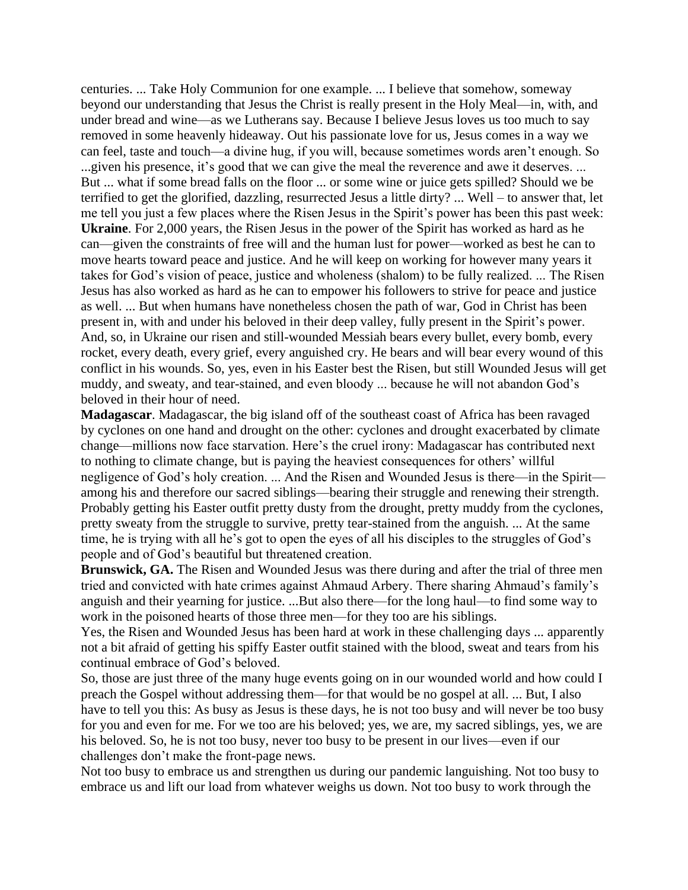centuries. ... Take Holy Communion for one example. ... I believe that somehow, someway beyond our understanding that Jesus the Christ is really present in the Holy Meal—in, with, and under bread and wine—as we Lutherans say. Because I believe Jesus loves us too much to say removed in some heavenly hideaway. Out his passionate love for us, Jesus comes in a way we can feel, taste and touch—a divine hug, if you will, because sometimes words aren't enough. So ...given his presence, it's good that we can give the meal the reverence and awe it deserves. ... But ... what if some bread falls on the floor ... or some wine or juice gets spilled? Should we be terrified to get the glorified, dazzling, resurrected Jesus a little dirty? ... Well – to answer that, let me tell you just a few places where the Risen Jesus in the Spirit's power has been this past week:

**Ukraine**. For 2,000 years, the Risen Jesus in the power of the Spirit has worked as hard as he can—given the constraints of free will and the human lust for power—worked as best he can to move hearts toward peace and justice. And he will keep on working for however many years it takes for God's vision of peace, justice and wholeness (shalom) to be fully realized. ... The Risen Jesus has also worked as hard as he can to empower his followers to strive for peace and justice as well. ... But when humans have nonetheless chosen the path of war, God in Christ has been present in, with and under his beloved in their deep valley, fully present in the Spirit's power. And, so, in Ukraine our risen and still-wounded Messiah bears every bullet, every bomb, every rocket, every death, every grief, every anguished cry. He bears and will bear every wound of this conflict in his wounds. So, yes, even in his Easter best the Risen, but still Wounded Jesus will get muddy, and sweaty, and tear-stained, and even bloody ... because he will not abandon God's beloved in their hour of need.

**Madagascar**. Madagascar, the big island off of the southeast coast of Africa has been ravaged by cyclones on one hand and drought on the other: cyclones and drought exacerbated by climate change—millions now face starvation. Here's the cruel irony: Madagascar has contributed next to nothing to climate change, but is paying the heaviest consequences for others' willful negligence of God's holy creation. ... And the Risen and Wounded Jesus is there—in the Spirit—among his and therefore our sacred siblings—bearing their struggle and renewing their strength. Probably getting his Easter outfit pretty dusty from the drought, pretty muddy from the cyclones, pretty sweaty from the struggle to survive, pretty tear-stained from the anguish. ... At the same time, he is trying with all he's got to open the eyes of all his disciples to the struggles of God's people and of God's beautiful but threatened creation.

**Brunswick, GA.** The Risen and Wounded Jesus was there during and after the trial of three men tried and convicted with hate crimes against Ahmaud Arbery. There sharing Ahmaud's family's anguish and their yearning for justice. ...But also there—for the long haul—to find some way to work in the poisoned hearts of those three men—for they too are his siblings.

Yes, the Risen and Wounded Jesus has been hard at work in these challenging days ... apparently not a bit afraid of getting his spiffy Easter outfit stained with the blood, sweat and tears from his continual embrace of God's beloved.

So, those are just three of the many huge events going on in our wounded world and how could I preach the Gospel without addressing them—for that would be no gospel at all. ... But, I also have to tell you this: As busy as Jesus is these days, he is not too busy and will never be too busy for you and even for me. For we too are his beloved; yes, we are, my sacred siblings, yes, we are his beloved. So, he is not too busy, never too busy to be present in our lives—even if our challenges don't make the front-page news.

Not too busy to embrace us and strengthen us during our pandemic languishing. Not too busy to embrace us and lift our load from whatever weighs us down. Not too busy to work through the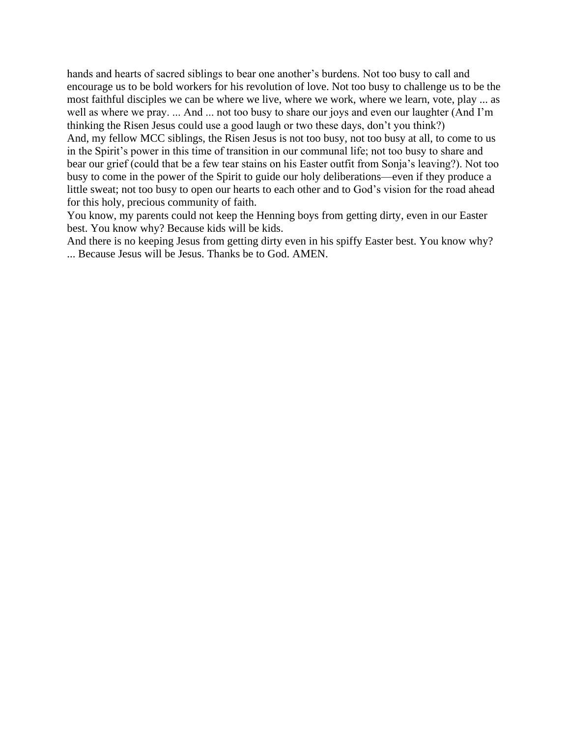hands and hearts of sacred siblings to bear one another's burdens. Not too busy to call and encourage us to be bold workers for his revolution of love. Not too busy to challenge us to be the most faithful disciples we can be where we live, where we work, where we learn, vote, play ... as well as where we pray. ... And ... not too busy to share our joys and even our laughter (And I'm thinking the Risen Jesus could use a good laugh or two these days, don't you think?)

And, my fellow MCC siblings, the Risen Jesus is not too busy, not too busy at all, to come to us in the Spirit's power in this time of transition in our communal life; not too busy to share and bear our grief (could that be a few tear stains on his Easter outfit from Sonja's leaving?). Not too busy to come in the power of the Spirit to guide our holy deliberations—even if they produce a little sweat; not too busy to open our hearts to each other and to God's vision for the road ahead for this holy, precious community of faith.

You know, my parents could not keep the Henning boys from getting dirty, even in our Easter best. You know why? Because kids will be kids.

And there is no keeping Jesus from getting dirty even in his spiffy Easter best. You know why? ... Because Jesus will be Jesus. Thanks be to God. AMEN.